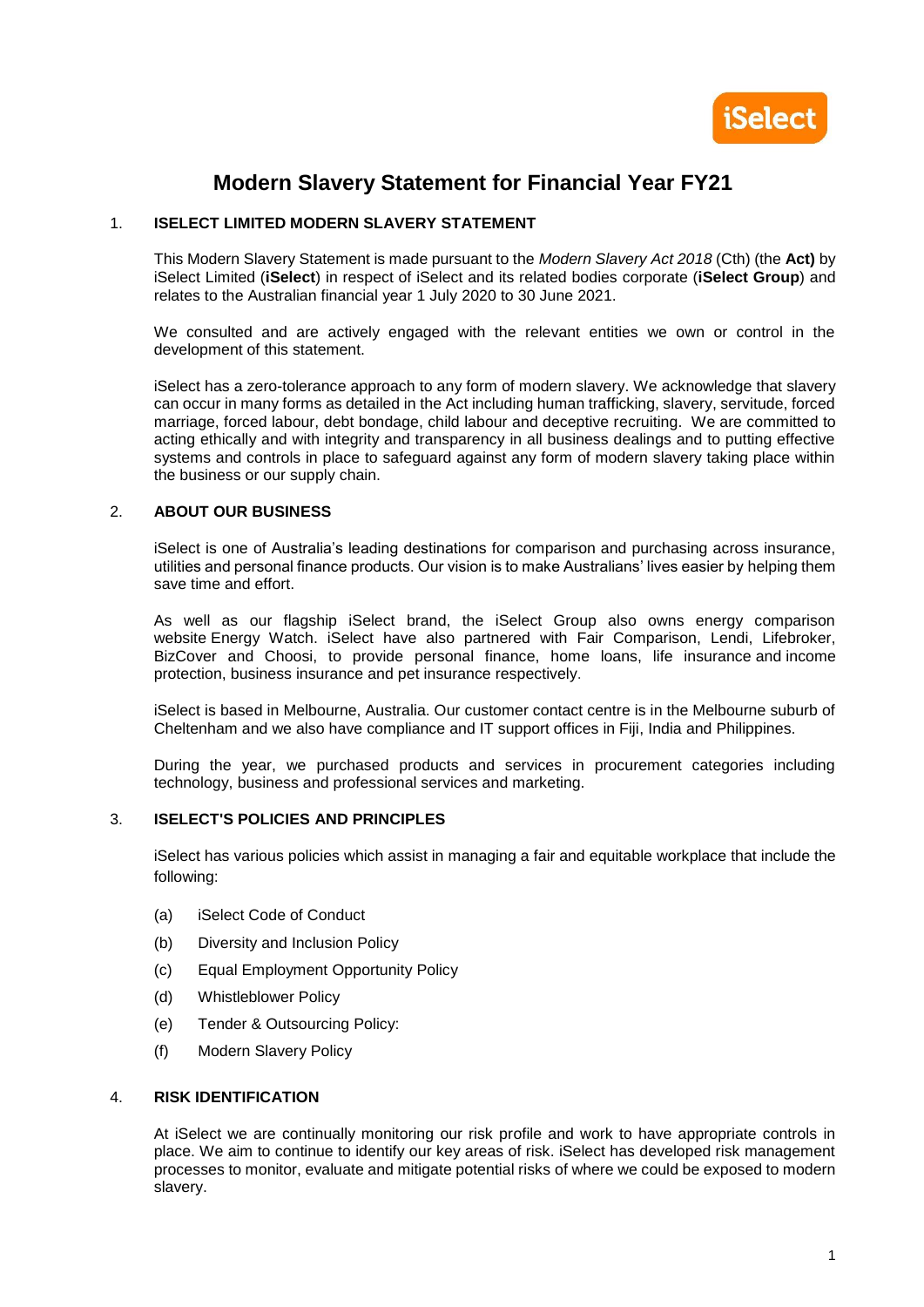# Modern Slavery Statement for Financial Year FY21

## 1. ISELECT LIMITED MODERN SLAVERY STATEMENT

This Modern Slavery Statement is made pursuant to the *Modern Slavery Act 2018* (Cth) (the **Act)** by iSelect Limited (**iSelect**) in respect of iSelect and its related bodies corporate (**iSelect Group**) and relates to the Australian financial year 1 July 2020 to 30 June 2021.

We consulted and are actively engaged with the relevant entities we own or control in the development of this statement.

iSelect has a zero-tolerance approach to any form of modern slavery. We acknowledge that slavery can occur in many forms as detailed in the Act including human trafficking, slavery, servitude, forced marriage, forced labour, debt bondage, child labour and deceptive recruiting. We are committed to acting ethically and with integrity and transparency in all business dealings and to putting effective systems and controls in place to safeguard against any form of modern slavery taking place within the business or our supply chain.

## 2. ABOUT OUR BUSINESS

iSelect is one of Australia's leading destinations for comparison and purchasing across insurance, utilities and personal finance products. Our vision is to make Australians' lives easier by helping them save time and effort.

As well as our flagship iSelect brand, the iSelect Group also owns energy comparison website Energy Watch. iSelect have also partnered with Fair Comparison, Lendi, Lifebroker, BizCover and Choosi, to provide personal finance, home loans, life insurance and income protection, business insurance and pet insurance respectively.

iSelect is based in Melbourne, Australia. Our customer contact centre is in the Melbourne suburb of Cheltenham and we also have compliance and IT support offices in Fiji, India and Philippines.

During the year, we purchased products and services in procurement categories including technology, business and professional services and marketing.

## 3. ISELECT'S POLICIES AND PRINCIPLES

iSelect has various policies which assist in managing a fair and equitable workplace that include the following:

(a) iSelect Code of Conduct

(b) Diversity and Inclusion Policy

(c) Equal Employment Opportunity Policy

(d) Whistleblower Policy

(e) Tender & Outsourcing Policy:

(f) Modern Slavery Policy

## 4. RISK IDENTIFICATION

At iSelect we are continually monitoring our risk profile and work to have appropriate controls in place. We aim to continue to identify our key areas of risk. iSelect has developed risk management processes to monitor, evaluate and mitigate potential risks of where we could be exposed to modern slavery.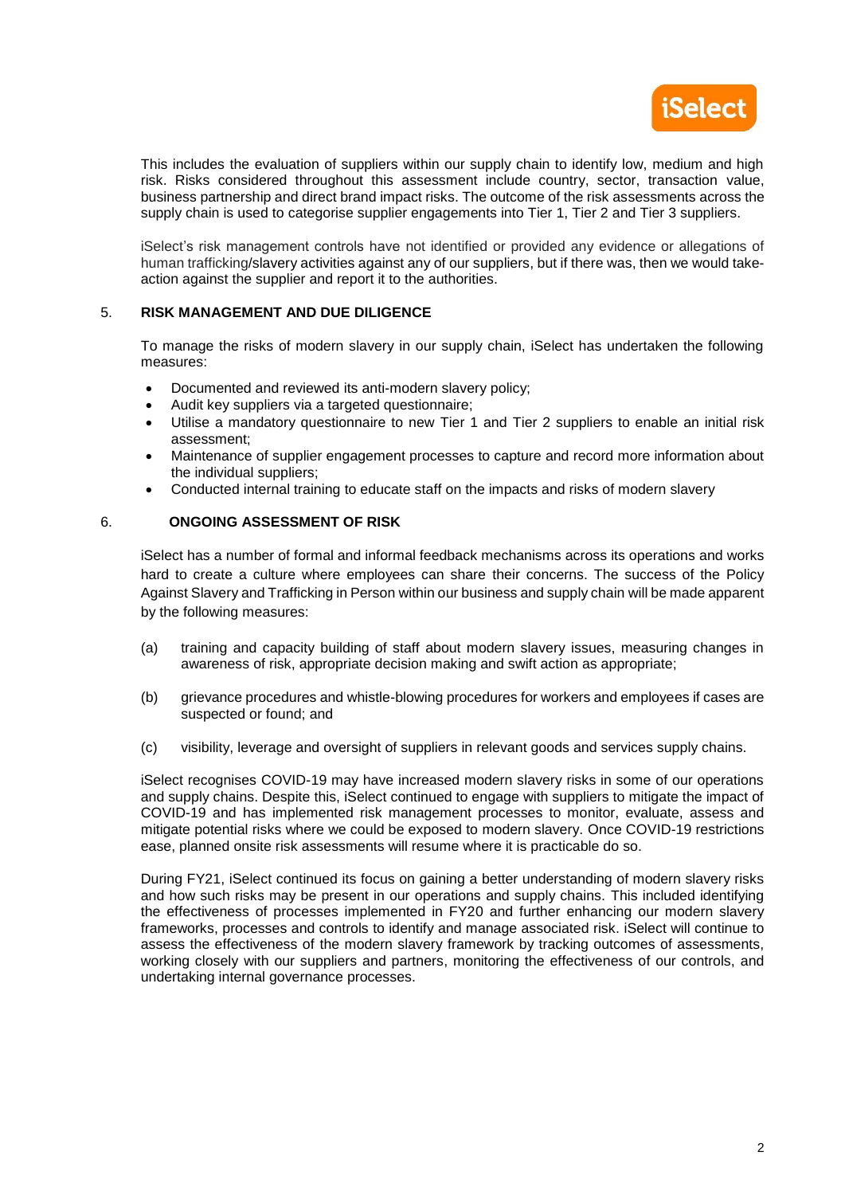This includes the evaluation of suppliers within our supply chain to identify low, medium and high risk. Risks considered throughout this assessment include country, sector, transaction value, business partnership and direct brand impact risks. The outcome of the risk assessments across the supply chain is used to categorise supplier engagements into Tier 1, Tier 2 and Tier 3 suppliers.

iSelect's risk management controls have not identified or provided any evidence or allegations of human trafficking/slavery activities against any of our suppliers, but if there was, then we would take-action against the supplier and report it to the authorities.

## 5. RISK MANAGEMENT AND DUE DILIGENCE

To manage the risks of modern slavery in our supply chain, iSelect has undertaken the following measures:

- Documented and reviewed its anti-modern slavery policy;
- Audit key suppliers via a targeted questionnaire;
- Utilise a mandatory questionnaire to new Tier 1 and Tier 2 suppliers to enable an initial risk assessment;
- Maintenance of supplier engagement processes to capture and record more information about the individual suppliers;
- Conducted internal training to educate staff on the impacts and risks of modern slavery

## 6. ONGOING ASSESSMENT OF RISK

iSelect has a number of formal and informal feedback mechanisms across its operations and works hard to create a culture where employees can share their concerns. The success of the Policy Against Slavery and Trafficking in Person within our business and supply chain will be made apparent by the following measures:

(a) training and capacity building of staff about modern slavery issues, measuring changes in awareness of risk, appropriate decision making and swift action as appropriate;

(b) grievance procedures and whistle-blowing procedures for workers and employees if cases are suspected or found; and

(c) visibility, leverage and oversight of suppliers in relevant goods and services supply chains.

iSelect recognises COVID-19 may have increased modern slavery risks in some of our operations and supply chains. Despite this, iSelect continued to engage with suppliers to mitigate the impact of COVID-19 and has implemented risk management processes to monitor, evaluate, assess and mitigate potential risks where we could be exposed to modern slavery. Once COVID-19 restrictions ease, planned onsite risk assessments will resume where it is practicable do so.

During FY21, iSelect continued its focus on gaining a better understanding of modern slavery risks and how such risks may be present in our operations and supply chains. This included identifying the effectiveness of processes implemented in FY20 and further enhancing our modern slavery frameworks, processes and controls to identify and manage associated risk. iSelect will continue to assess the effectiveness of the modern slavery framework by tracking outcomes of assessments, working closely with our suppliers and partners, monitoring the effectiveness of our controls, and undertaking internal governance processes.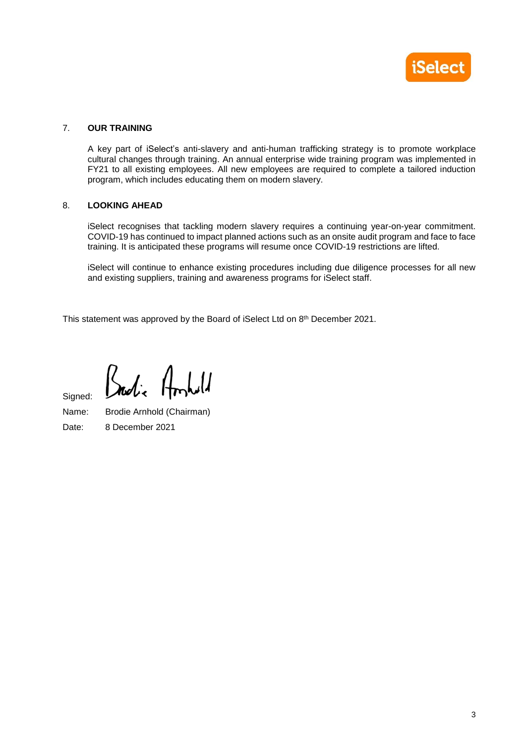## 7. OUR TRAINING

A key part of iSelect's anti-slavery and anti-human trafficking strategy is to promote workplace cultural changes through training. An annual enterprise wide training program was implemented in FY21 to all existing employees. All new employees are required to complete a tailored induction program, which includes educating them on modern slavery.

## 8. LOOKING AHEAD

iSelect recognises that tackling modern slavery requires a continuing year-on-year commitment. COVID-19 has continued to impact planned actions such as an onsite audit program and face to face training. It is anticipated these programs will resume once COVID-19 restrictions are lifted.

iSelect will continue to enhance existing procedures including due diligence processes for all new and existing suppliers, training and awareness programs for iSelect staff.

This statement was approved by the Board of iSelect Ltd on 8th December 2021.

Signed:

Name: Brodie Arnhold (Chairman)

Date: 8 December 2021